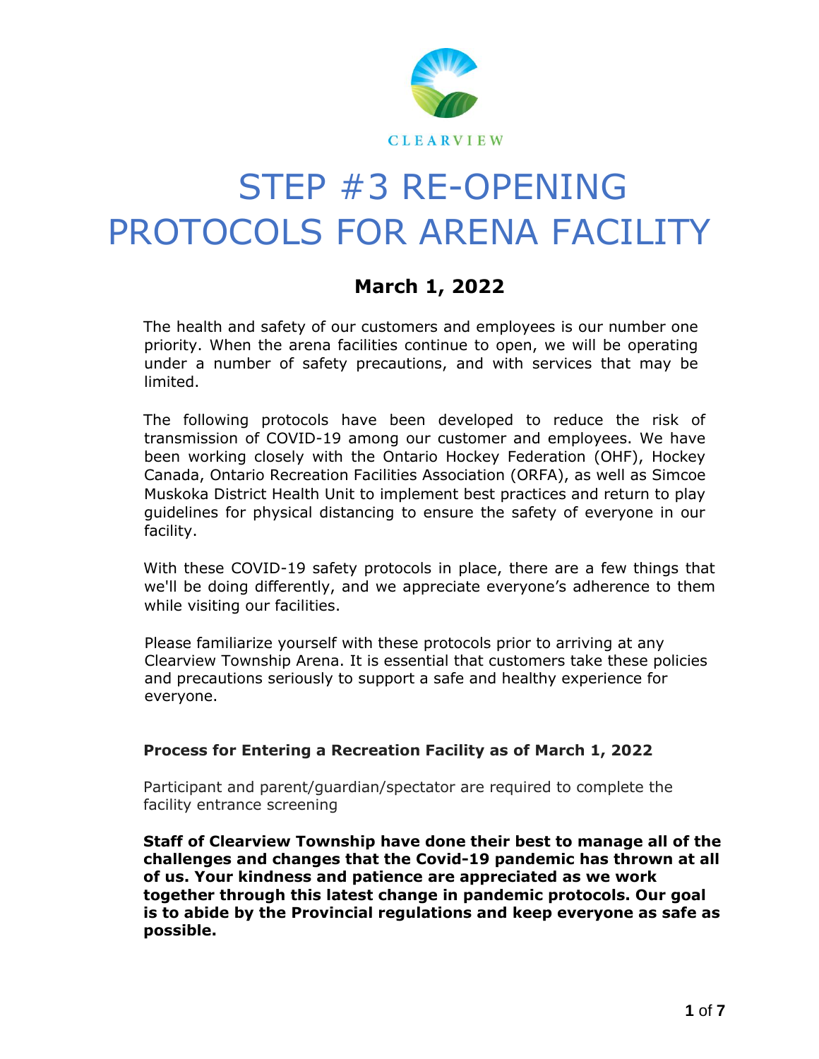CLEARVIEW

# STEP #3 RE-OPENING PROTOCOLS FOR ARENA FACILITY

## March 1, 2022

The health and safety of our customers and employees is our number one priority. When the arena facilities continue to open, we will be operating under a number of safety precautions, and with services that may be limited.

The following protocols have been developed to reduce the risk of transmission of COVID-19 among our customer and employees. We have been working closely with the Ontario Hockey Federation (OHF), Hockey Canada, Ontario Recreation Facilities Association (ORFA), as well as Simcoe Muskoka District Health Unit to implement best practices and return to play guidelines for physical distancing to ensure the safety of everyone in our facility.

With these COVID-19 safety protocols in place, there are a few things that we'll be doing differently, and we appreciate everyone's adherence to them while visiting our facilities.

Please familiarize yourself with these protocols prior to arriving at any Clearview Township Arena. It is essential that customers take these policies and precautions seriously to support a safe and healthy experience for everyone.

**Process for Entering a Recreation Facility as of March 1, 2022**

Participant and parent/guardian/spectator are required to complete the facility entrance screening

**Staff of Clearview Township have done their best to manage all of the challenges and changes that the Covid-19 pandemic has thrown at all of us. Your kindness and patience are appreciated as we work together through this latest change in pandemic protocols. Our goal is to abide by the Provincial regulations and keep everyone as safe as possible.**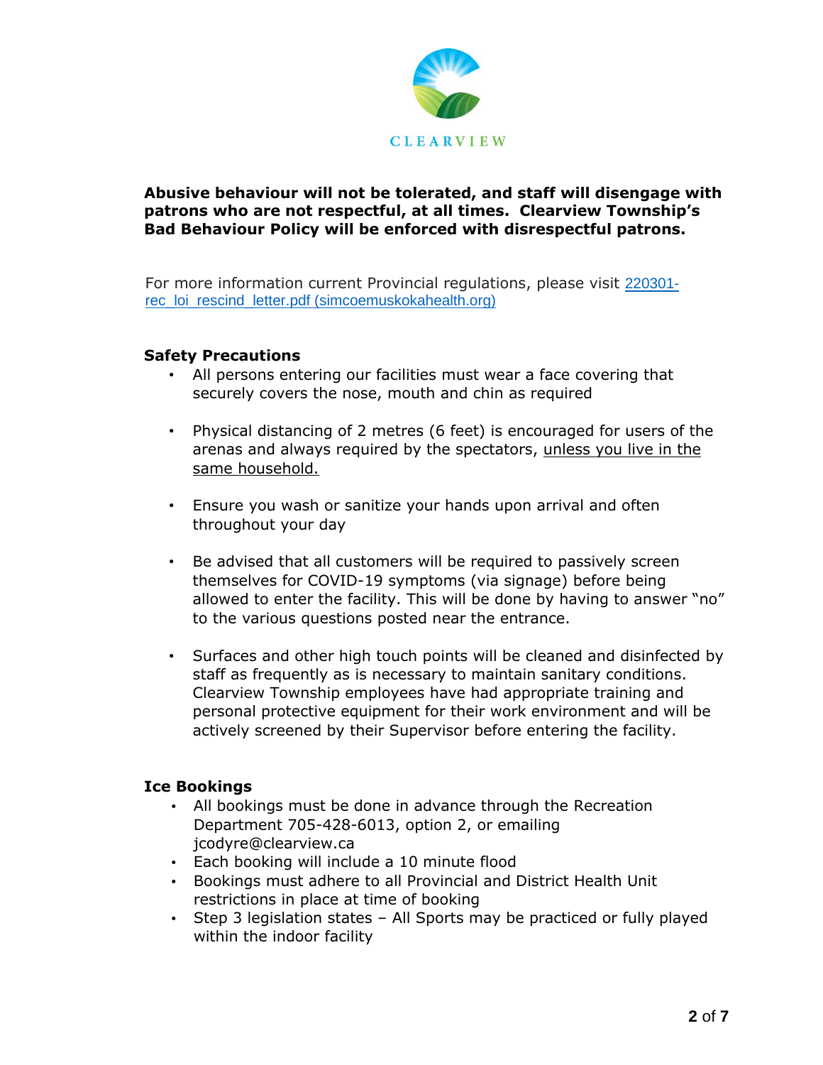**Abusive behaviour will not be tolerated, and staff will disengage with patrons who are not respectful, at all times. Clearview Township's Bad Behaviour Policy will be enforced with disrespectful patrons.**

For more information current Provincial regulations, please visit [220301-rec_loi_rescind_letter.pdf (simcoemuskokahealth.org)]

**Safety Precautions**

- All persons entering our facilities must wear a face covering that securely covers the nose, mouth and chin as required
- Physical distancing of 2 metres (6 feet) is encouraged for users of the arenas and always required by the spectators, unless you live in the same household.
- Ensure you wash or sanitize your hands upon arrival and often throughout your day
- Be advised that all customers will be required to passively screen themselves for COVID-19 symptoms (via signage) before being allowed to enter the facility. This will be done by having to answer "no" to the various questions posted near the entrance.
- Surfaces and other high touch points will be cleaned and disinfected by staff as frequently as is necessary to maintain sanitary conditions. Clearview Township employees have had appropriate training and personal protective equipment for their work environment and will be actively screened by their Supervisor before entering the facility.

**Ice Bookings**

- All bookings must be done in advance through the Recreation Department 705-428-6013, option 2, or emailing jcodyre@clearview.ca
- Each booking will include a 10 minute flood
- Bookings must adhere to all Provincial and District Health Unit restrictions in place at time of booking
- Step 3 legislation states – All Sports may be practiced or fully played within the indoor facility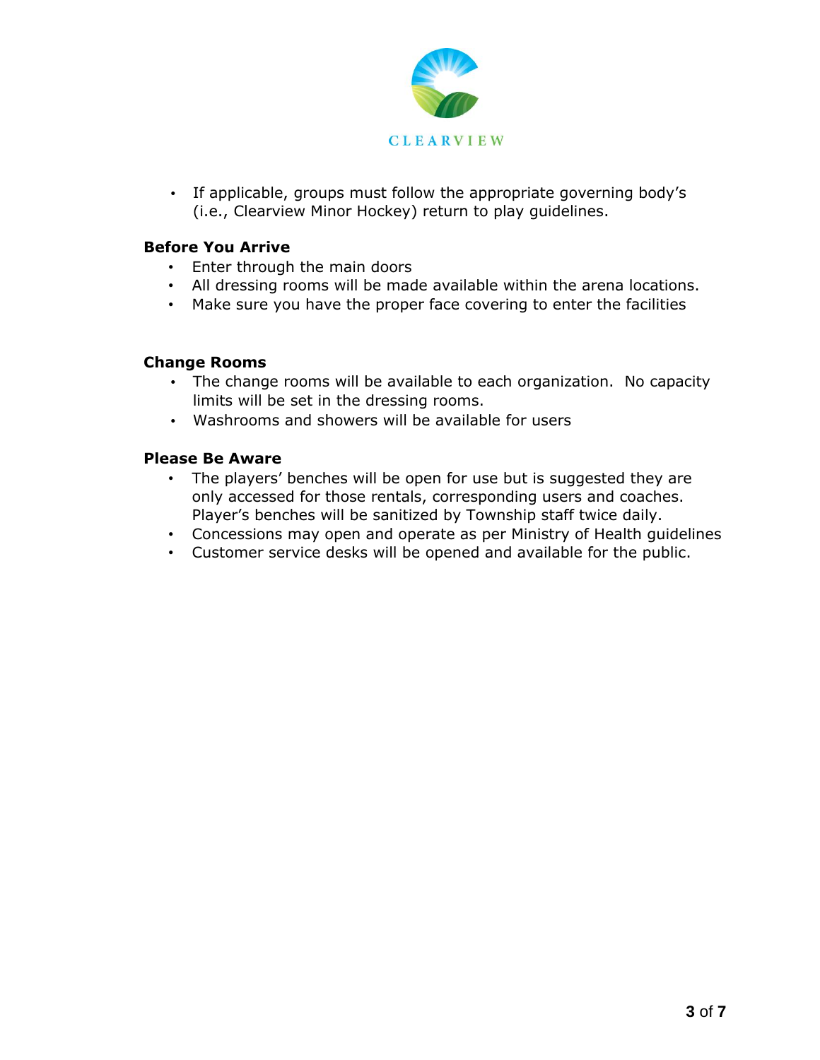- If applicable, groups must follow the appropriate governing body's (i.e., Clearview Minor Hockey) return to play guidelines.

**Before You Arrive**

- Enter through the main doors
- All dressing rooms will be made available within the arena locations.
- Make sure you have the proper face covering to enter the facilities

**Change Rooms**

- The change rooms will be available to each organization.  No capacity limits will be set in the dressing rooms.
- Washrooms and showers will be available for users

**Please Be Aware**

- The players' benches will be open for use but is suggested they are only accessed for those rentals, corresponding users and coaches. Player's benches will be sanitized by Township staff twice daily.
- Concessions may open and operate as per Ministry of Health guidelines
- Customer service desks will be opened and available for the public.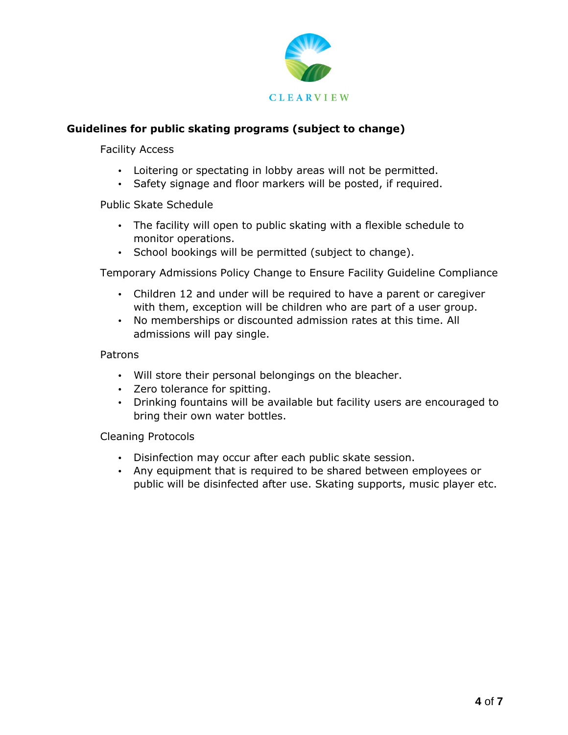## Guidelines for public skating programs (subject to change)

### Facility Access

- Loitering or spectating in lobby areas will not be permitted.
- Safety signage and floor markers will be posted, if required.

### Public Skate Schedule

- The facility will open to public skating with a flexible schedule to monitor operations.
- School bookings will be permitted (subject to change).

### Temporary Admissions Policy Change to Ensure Facility Guideline Compliance

- Children 12 and under will be required to have a parent or caregiver with them, exception will be children who are part of a user group.
- No memberships or discounted admission rates at this time. All admissions will pay single.

### Patrons

- Will store their personal belongings on the bleacher.
- Zero tolerance for spitting.
- Drinking fountains will be available but facility users are encouraged to bring their own water bottles.

### Cleaning Protocols

- Disinfection may occur after each public skate session.
- Any equipment that is required to be shared between employees or public will be disinfected after use. Skating supports, music player etc.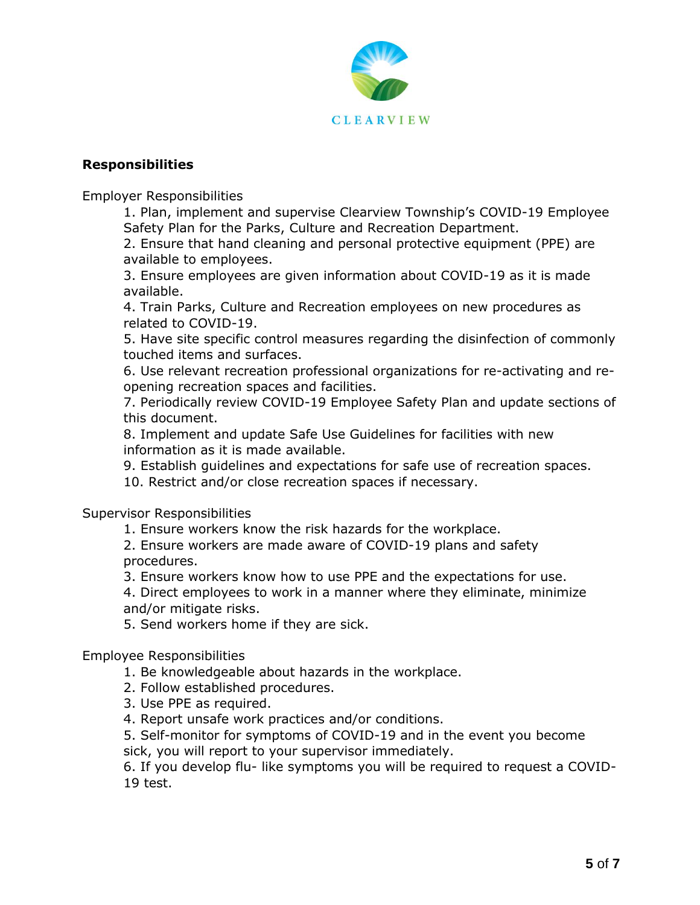CLEARVIEW

## Responsibilities

Employer Responsibilities

1. Plan, implement and supervise Clearview Township's COVID-19 Employee Safety Plan for the Parks, Culture and Recreation Department.
2. Ensure that hand cleaning and personal protective equipment (PPE) are available to employees.
3. Ensure employees are given information about COVID-19 as it is made available.
4. Train Parks, Culture and Recreation employees on new procedures as related to COVID-19.
5. Have site specific control measures regarding the disinfection of commonly touched items and surfaces.
6. Use relevant recreation professional organizations for re-activating and re-opening recreation spaces and facilities.
7. Periodically review COVID-19 Employee Safety Plan and update sections of this document.
8. Implement and update Safe Use Guidelines for facilities with new information as it is made available.
9. Establish guidelines and expectations for safe use of recreation spaces.
10. Restrict and/or close recreation spaces if necessary.

Supervisor Responsibilities

1. Ensure workers know the risk hazards for the workplace.
2. Ensure workers are made aware of COVID-19 plans and safety procedures.
3. Ensure workers know how to use PPE and the expectations for use.
4. Direct employees to work in a manner where they eliminate, minimize and/or mitigate risks.
5. Send workers home if they are sick.

Employee Responsibilities

1. Be knowledgeable about hazards in the workplace.
2. Follow established procedures.
3. Use PPE as required.
4. Report unsafe work practices and/or conditions.
5. Self-monitor for symptoms of COVID-19 and in the event you become sick, you will report to your supervisor immediately.
6. If you develop flu- like symptoms you will be required to request a COVID-19 test.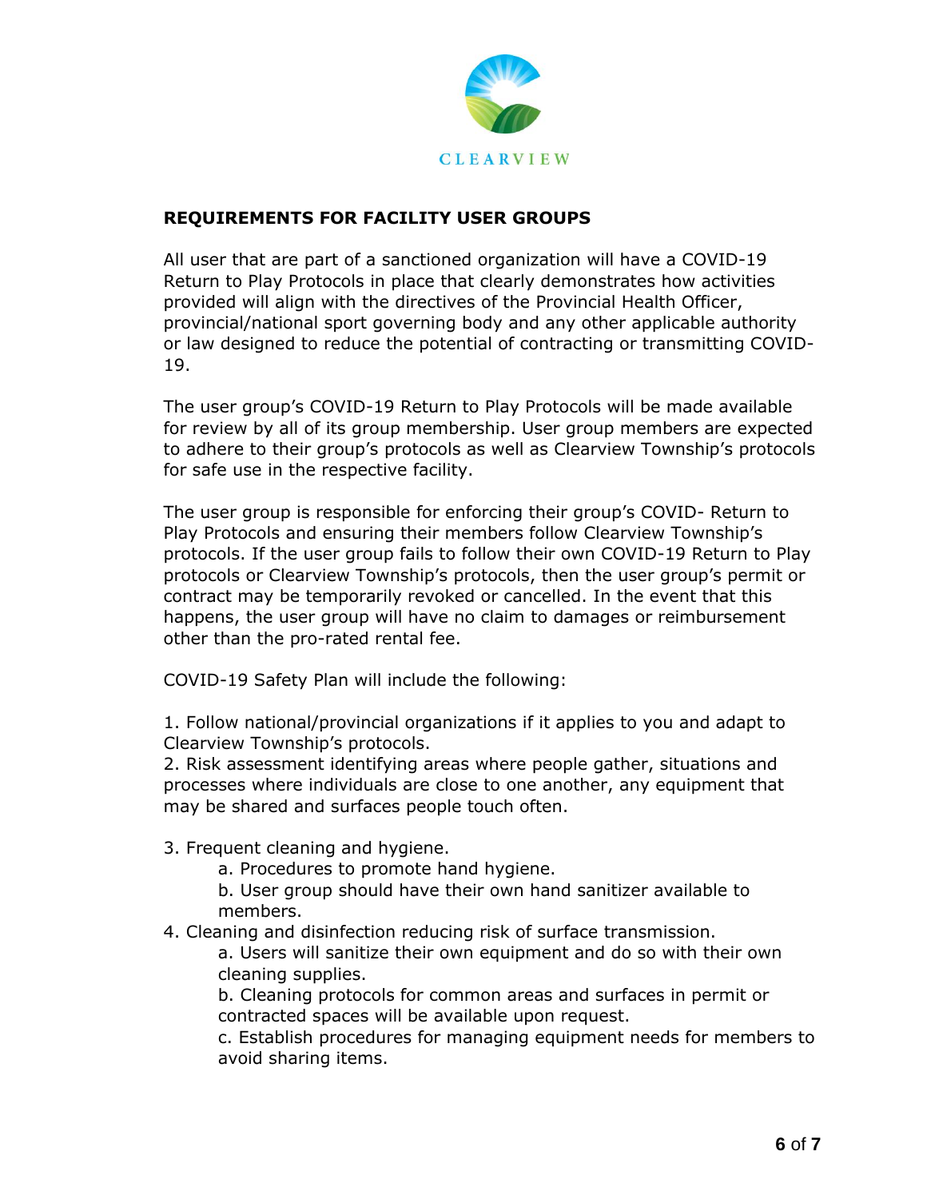## REQUIREMENTS FOR FACILITY USER GROUPS

All user that are part of a sanctioned organization will have a COVID-19 Return to Play Protocols in place that clearly demonstrates how activities provided will align with the directives of the Provincial Health Officer, provincial/national sport governing body and any other applicable authority or law designed to reduce the potential of contracting or transmitting COVID-19.

The user group's COVID-19 Return to Play Protocols will be made available for review by all of its group membership. User group members are expected to adhere to their group's protocols as well as Clearview Township's protocols for safe use in the respective facility.

The user group is responsible for enforcing their group's COVID- Return to Play Protocols and ensuring their members follow Clearview Township's protocols. If the user group fails to follow their own COVID-19 Return to Play protocols or Clearview Township's protocols, then the user group's permit or contract may be temporarily revoked or cancelled. In the event that this happens, the user group will have no claim to damages or reimbursement other than the pro-rated rental fee.

COVID-19 Safety Plan will include the following:

1. Follow national/provincial organizations if it applies to you and adapt to Clearview Township's protocols.
2. Risk assessment identifying areas where people gather, situations and processes where individuals are close to one another, any equipment that may be shared and surfaces people touch often.
3. Frequent cleaning and hygiene.
   a. Procedures to promote hand hygiene.
   b. User group should have their own hand sanitizer available to members.
4. Cleaning and disinfection reducing risk of surface transmission.
   a. Users will sanitize their own equipment and do so with their own cleaning supplies.
   b. Cleaning protocols for common areas and surfaces in permit or contracted spaces will be available upon request.
   c. Establish procedures for managing equipment needs for members to avoid sharing items.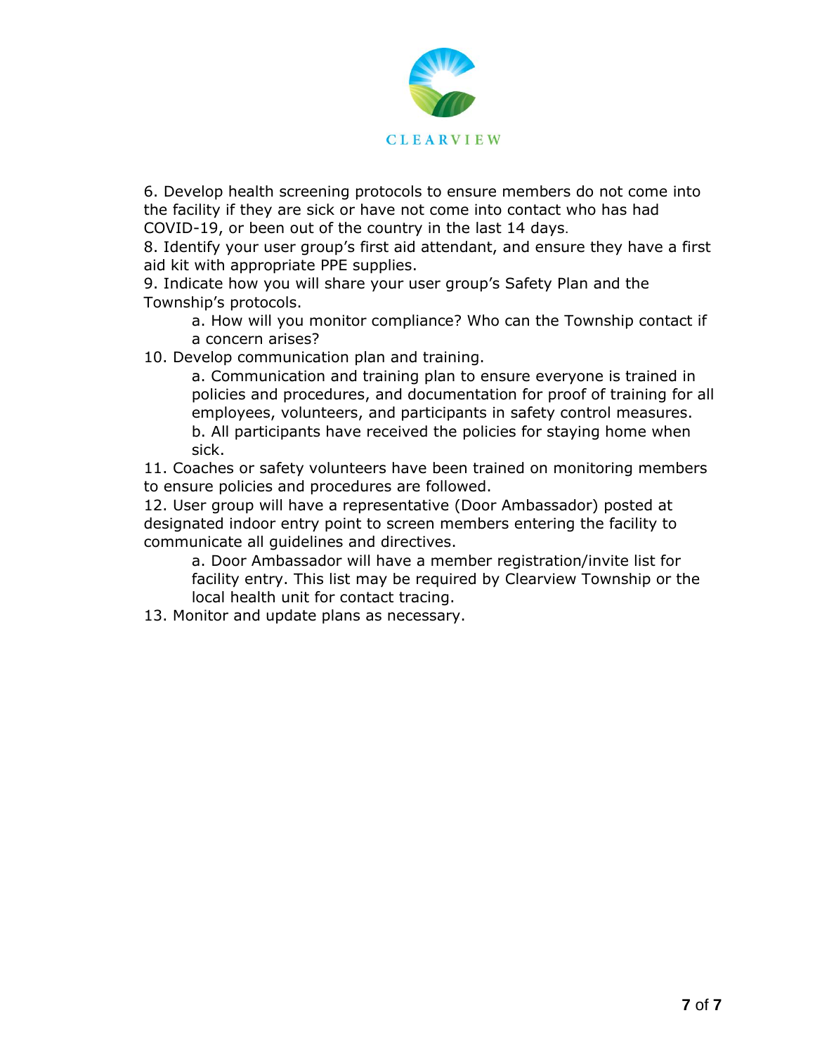6. Develop health screening protocols to ensure members do not come into the facility if they are sick or have not come into contact who has had COVID-19, or been out of the country in the last 14 days.
8. Identify your user group's first aid attendant, and ensure they have a first aid kit with appropriate PPE supplies.
9. Indicate how you will share your user group's Safety Plan and the Township's protocols.
    a. How will you monitor compliance? Who can the Township contact if a concern arises?
10. Develop communication plan and training.
    a. Communication and training plan to ensure everyone is trained in policies and procedures, and documentation for proof of training for all employees, volunteers, and participants in safety control measures.
    b. All participants have received the policies for staying home when sick.
11. Coaches or safety volunteers have been trained on monitoring members to ensure policies and procedures are followed.
12. User group will have a representative (Door Ambassador) posted at designated indoor entry point to screen members entering the facility to communicate all guidelines and directives.
    a. Door Ambassador will have a member registration/invite list for facility entry. This list may be required by Clearview Township or the local health unit for contact tracing.
13. Monitor and update plans as necessary.